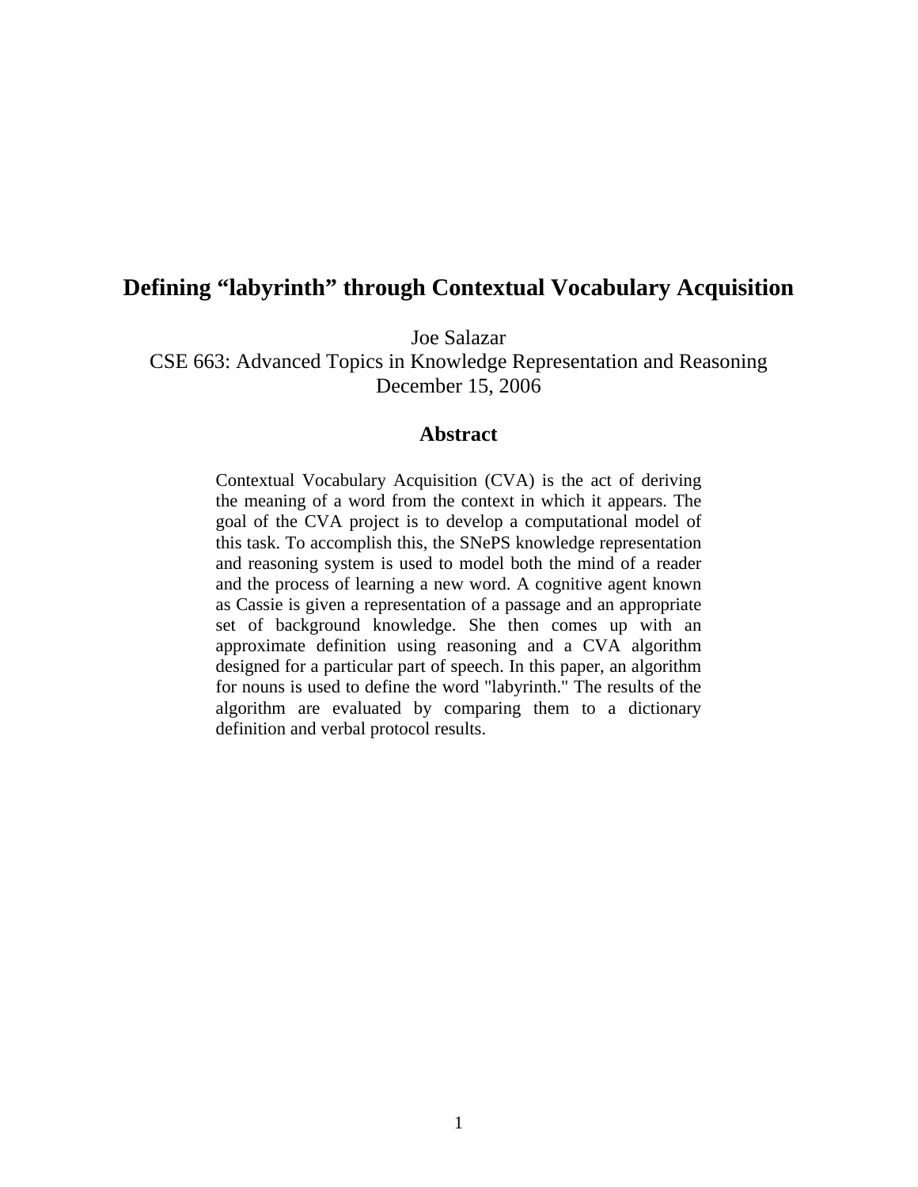# Defining "labyrinth" through Contextual Vocabulary Acquisition

Joe Salazar

CSE 663: Advanced Topics in Knowledge Representation and Reasoning

December 15, 2006

## Abstract

Contextual Vocabulary Acquisition (CVA) is the act of deriving the meaning of a word from the context in which it appears. The goal of the CVA project is to develop a computational model of this task. To accomplish this, the SNePS knowledge representation and reasoning system is used to model both the mind of a reader and the process of learning a new word. A cognitive agent known as Cassie is given a representation of a passage and an appropriate set of background knowledge. She then comes up with an approximate definition using reasoning and a CVA algorithm designed for a particular part of speech. In this paper, an algorithm for nouns is used to define the word "labyrinth." The results of the algorithm are evaluated by comparing them to a dictionary definition and verbal protocol results.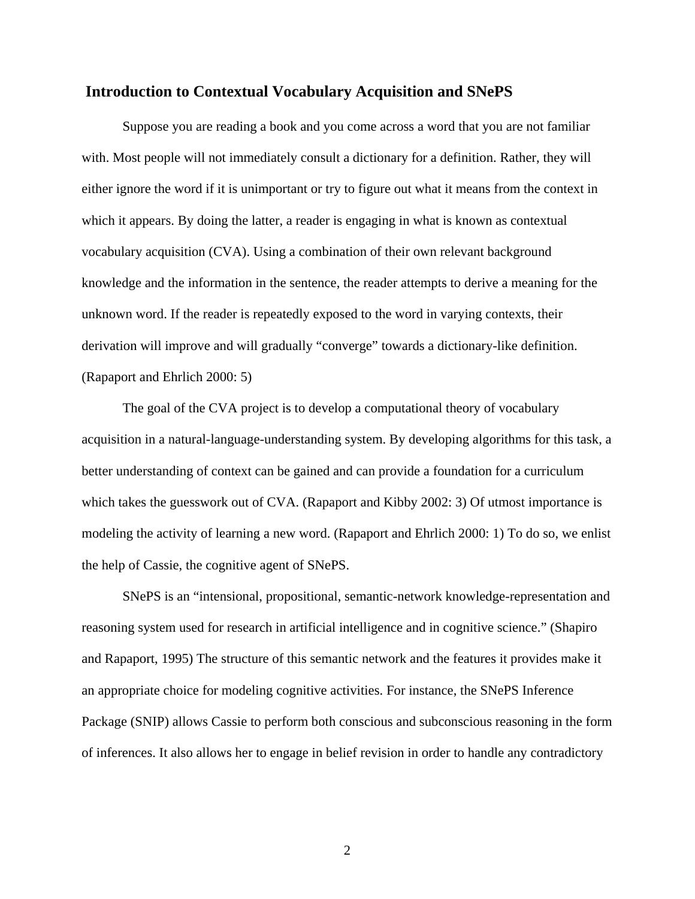## Introduction to Contextual Vocabulary Acquisition and SNePS

Suppose you are reading a book and you come across a word that you are not familiar with. Most people will not immediately consult a dictionary for a definition. Rather, they will either ignore the word if it is unimportant or try to figure out what it means from the context in which it appears. By doing the latter, a reader is engaging in what is known as contextual vocabulary acquisition (CVA). Using a combination of their own relevant background knowledge and the information in the sentence, the reader attempts to derive a meaning for the unknown word. If the reader is repeatedly exposed to the word in varying contexts, their derivation will improve and will gradually "converge" towards a dictionary-like definition. (Rapaport and Ehrlich 2000: 5)

The goal of the CVA project is to develop a computational theory of vocabulary acquisition in a natural-language-understanding system. By developing algorithms for this task, a better understanding of context can be gained and can provide a foundation for a curriculum which takes the guesswork out of CVA. (Rapaport and Kibby 2002: 3) Of utmost importance is modeling the activity of learning a new word. (Rapaport and Ehrlich 2000: 1) To do so, we enlist the help of Cassie, the cognitive agent of SNePS.

SNePS is an "intensional, propositional, semantic-network knowledge-representation and reasoning system used for research in artificial intelligence and in cognitive science." (Shapiro and Rapaport, 1995) The structure of this semantic network and the features it provides make it an appropriate choice for modeling cognitive activities. For instance, the SNePS Inference Package (SNIP) allows Cassie to perform both conscious and subconscious reasoning in the form of inferences. It also allows her to engage in belief revision in order to handle any contradictory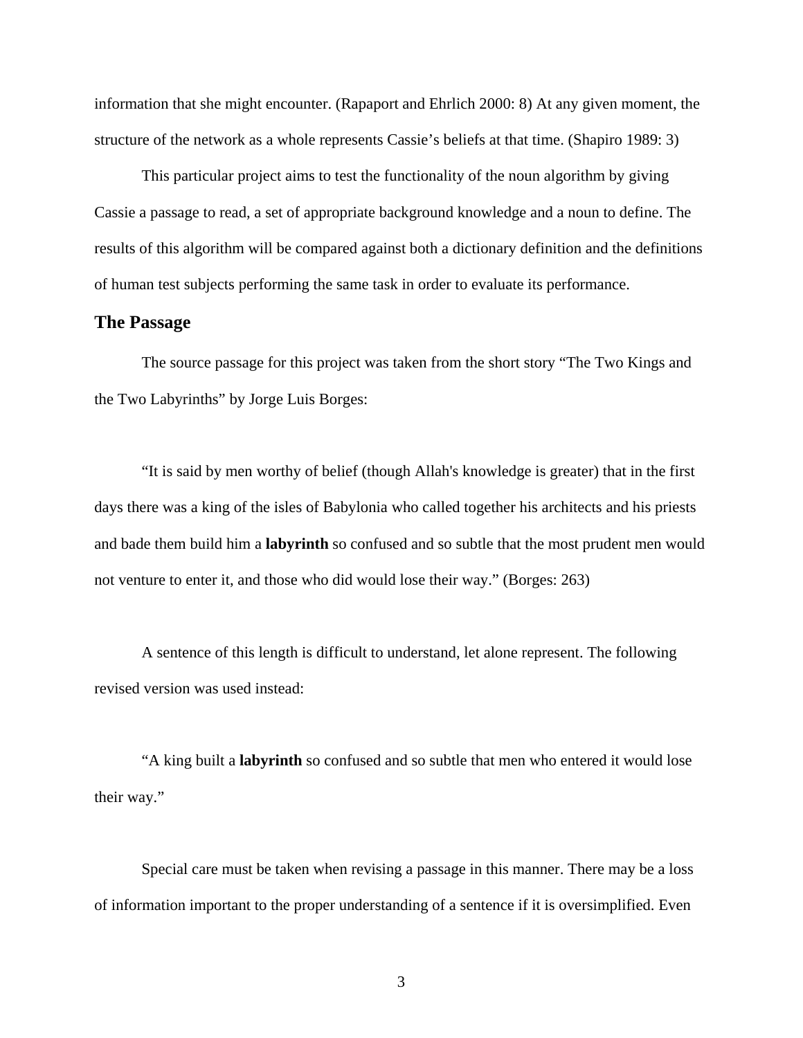information that she might encounter. (Rapaport and Ehrlich 2000: 8) At any given moment, the structure of the network as a whole represents Cassie's beliefs at that time. (Shapiro 1989: 3)

This particular project aims to test the functionality of the noun algorithm by giving Cassie a passage to read, a set of appropriate background knowledge and a noun to define. The results of this algorithm will be compared against both a dictionary definition and the definitions of human test subjects performing the same task in order to evaluate its performance.

## The Passage

The source passage for this project was taken from the short story "The Two Kings and the Two Labyrinths" by Jorge Luis Borges:

"It is said by men worthy of belief (though Allah's knowledge is greater) that in the first days there was a king of the isles of Babylonia who called together his architects and his priests and bade them build him a **labyrinth** so confused and so subtle that the most prudent men would not venture to enter it, and those who did would lose their way." (Borges: 263)

A sentence of this length is difficult to understand, let alone represent. The following revised version was used instead:

"A king built a **labyrinth** so confused and so subtle that men who entered it would lose their way."

Special care must be taken when revising a passage in this manner. There may be a loss of information important to the proper understanding of a sentence if it is oversimplified. Even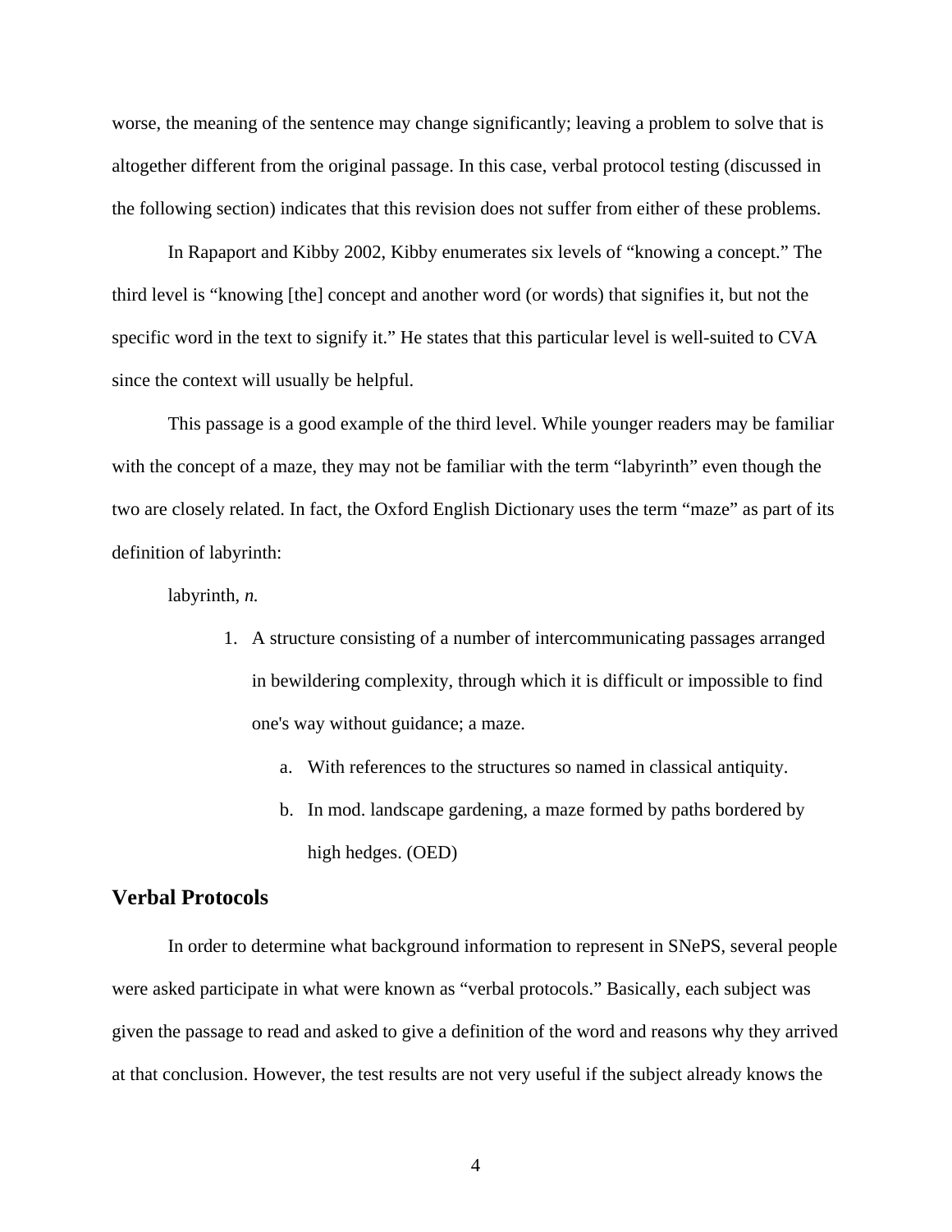worse, the meaning of the sentence may change significantly; leaving a problem to solve that is altogether different from the original passage. In this case, verbal protocol testing (discussed in the following section) indicates that this revision does not suffer from either of these problems.

In Rapaport and Kibby 2002, Kibby enumerates six levels of "knowing a concept." The third level is "knowing [the] concept and another word (or words) that signifies it, but not the specific word in the text to signify it." He states that this particular level is well-suited to CVA since the context will usually be helpful.

This passage is a good example of the third level. While younger readers may be familiar with the concept of a maze, they may not be familiar with the term "labyrinth" even though the two are closely related. In fact, the Oxford English Dictionary uses the term "maze" as part of its definition of labyrinth:

labyrinth, *n.*

1. A structure consisting of a number of intercommunicating passages arranged in bewildering complexity, through which it is difficult or impossible to find one's way without guidance; a maze.
   a. With references to the structures so named in classical antiquity.
   b. In mod. landscape gardening, a maze formed by paths bordered by high hedges. (OED)

## Verbal Protocols

In order to determine what background information to represent in SNePS, several people were asked participate in what were known as "verbal protocols." Basically, each subject was given the passage to read and asked to give a definition of the word and reasons why they arrived at that conclusion. However, the test results are not very useful if the subject already knows the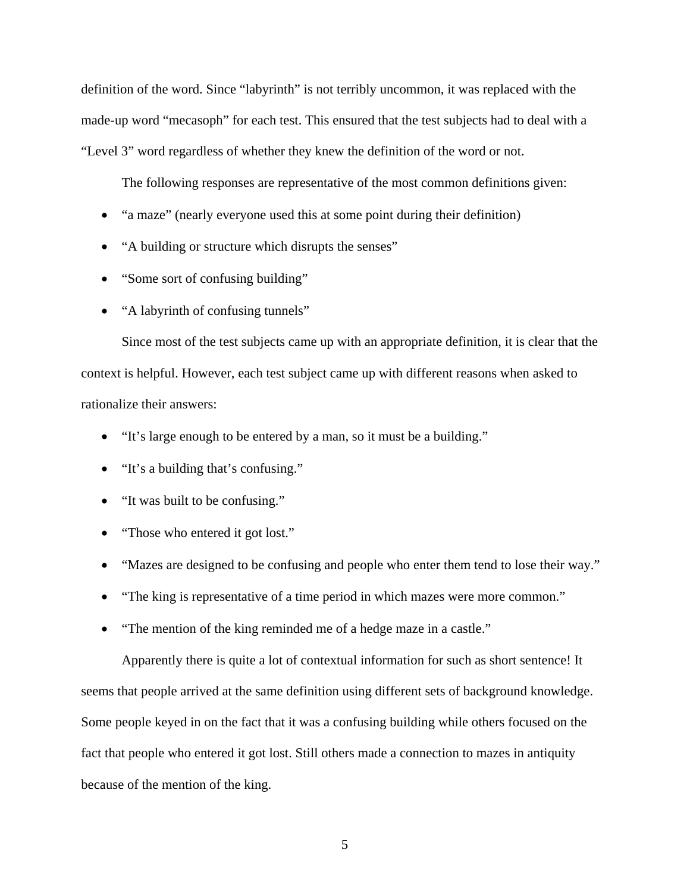definition of the word. Since "labyrinth" is not terribly uncommon, it was replaced with the made-up word "mecasoph" for each test. This ensured that the test subjects had to deal with a "Level 3" word regardless of whether they knew the definition of the word or not.

The following responses are representative of the most common definitions given:

- "a maze" (nearly everyone used this at some point during their definition)
- "A building or structure which disrupts the senses"
- "Some sort of confusing building"
- "A labyrinth of confusing tunnels"

Since most of the test subjects came up with an appropriate definition, it is clear that the context is helpful. However, each test subject came up with different reasons when asked to rationalize their answers:

- "It's large enough to be entered by a man, so it must be a building."
- "It's a building that's confusing."
- "It was built to be confusing."
- "Those who entered it got lost."
- "Mazes are designed to be confusing and people who enter them tend to lose their way."
- "The king is representative of a time period in which mazes were more common."
- "The mention of the king reminded me of a hedge maze in a castle."

Apparently there is quite a lot of contextual information for such as short sentence! It seems that people arrived at the same definition using different sets of background knowledge. Some people keyed in on the fact that it was a confusing building while others focused on the fact that people who entered it got lost. Still others made a connection to mazes in antiquity because of the mention of the king.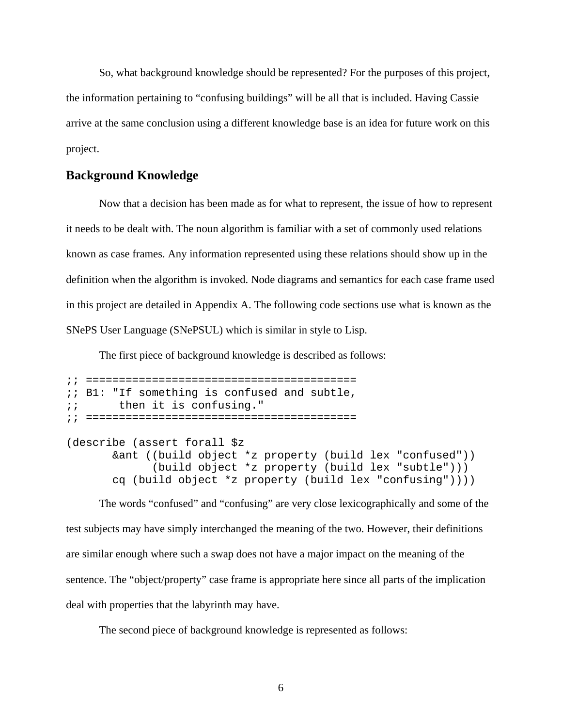So, what background knowledge should be represented? For the purposes of this project, the information pertaining to "confusing buildings" will be all that is included. Having Cassie arrive at the same conclusion using a different knowledge base is an idea for future work on this project.

## Background Knowledge

Now that a decision has been made as for what to represent, the issue of how to represent it needs to be dealt with. The noun algorithm is familiar with a set of commonly used relations known as case frames. Any information represented using these relations should show up in the definition when the algorithm is invoked. Node diagrams and semantics for each case frame used in this project are detailed in Appendix A. The following code sections use what is known as the SNePS User Language (SNePSUL) which is similar in style to Lisp.

The first piece of background knowledge is described as follows:

```
;; ========================================
;; B1: "If something is confused and subtle,
;;      then it is confusing."
;; ========================================

(describe (assert forall $z
       &ant ((build object *z property (build lex "confused"))
             (build object *z property (build lex "subtle")))
       cq (build object *z property (build lex "confusing"))))
```

The words "confused" and "confusing" are very close lexicographically and some of the test subjects may have simply interchanged the meaning of the two. However, their definitions are similar enough where such a swap does not have a major impact on the meaning of the sentence. The "object/property" case frame is appropriate here since all parts of the implication deal with properties that the labyrinth may have.

The second piece of background knowledge is represented as follows: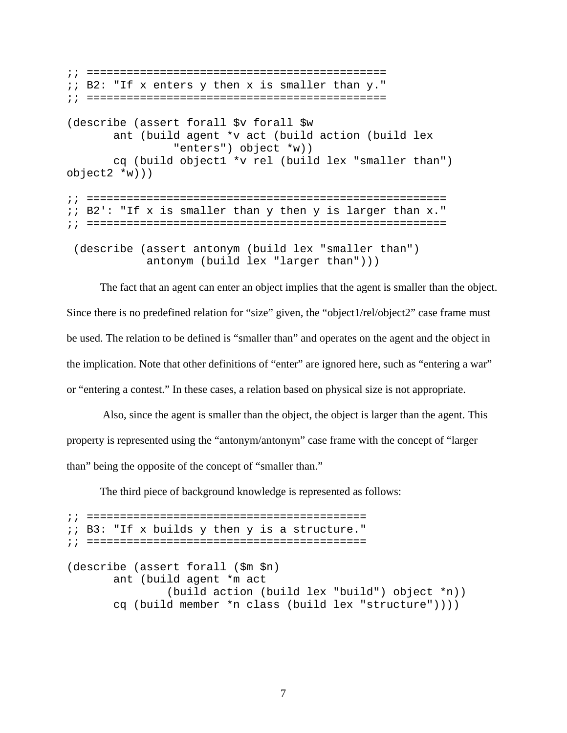```
;; ================================================
;; B2: "If x enters y then x is smaller than y."
;; ================================================

(describe (assert forall $v forall $w
       ant (build agent *v act (build action (build lex
                "enters") object *w))
       cq (build object1 *v rel (build lex "smaller than")
object2 *w)))

;; =========================================================
;; B2': "If x is smaller than y then y is larger than x."
;; =========================================================

 (describe (assert antonym (build lex "smaller than")
            antonym (build lex "larger than")))
```

The fact that an agent can enter an object implies that the agent is smaller than the object. Since there is no predefined relation for "size" given, the "object1/rel/object2" case frame must be used. The relation to be defined is "smaller than" and operates on the agent and the object in the implication. Note that other definitions of "enter" are ignored here, such as "entering a war" or "entering a contest." In these cases, a relation based on physical size is not appropriate.

Also, since the agent is smaller than the object, the object is larger than the agent. This property is represented using the "antonym/antonym" case frame with the concept of "larger than" being the opposite of the concept of "smaller than."

The third piece of background knowledge is represented as follows:

```
;; ============================================
;; B3: "If x builds y then y is a structure."
;; ============================================

(describe (assert forall ($m $n)
       ant (build agent *m act
              (build action (build lex "build") object *n))
       cq (build member *n class (build lex "structure"))))
```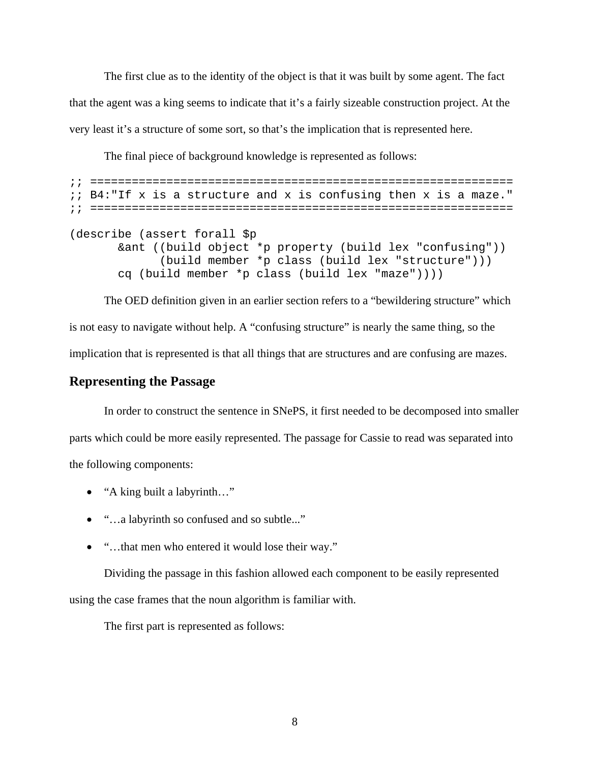The first clue as to the identity of the object is that it was built by some agent. The fact that the agent was a king seems to indicate that it's a fairly sizeable construction project. At the very least it's a structure of some sort, so that's the implication that is represented here.

The final piece of background knowledge is represented as follows:

```
;; ===========================================================
;; B4:"If x is a structure and x is confusing then x is a maze."
;; ===========================================================

(describe (assert forall $p
       &ant ((build object *p property (build lex "confusing"))
             (build member *p class (build lex "structure")))
       cq (build member *p class (build lex "maze"))))
```

The OED definition given in an earlier section refers to a "bewildering structure" which is not easy to navigate without help. A "confusing structure" is nearly the same thing, so the implication that is represented is that all things that are structures and are confusing are mazes.

## Representing the Passage

In order to construct the sentence in SNePS, it first needed to be decomposed into smaller parts which could be more easily represented. The passage for Cassie to read was separated into the following components:

- "A king built a labyrinth…"
- "…a labyrinth so confused and so subtle..."
- "…that men who entered it would lose their way."

Dividing the passage in this fashion allowed each component to be easily represented using the case frames that the noun algorithm is familiar with.

The first part is represented as follows: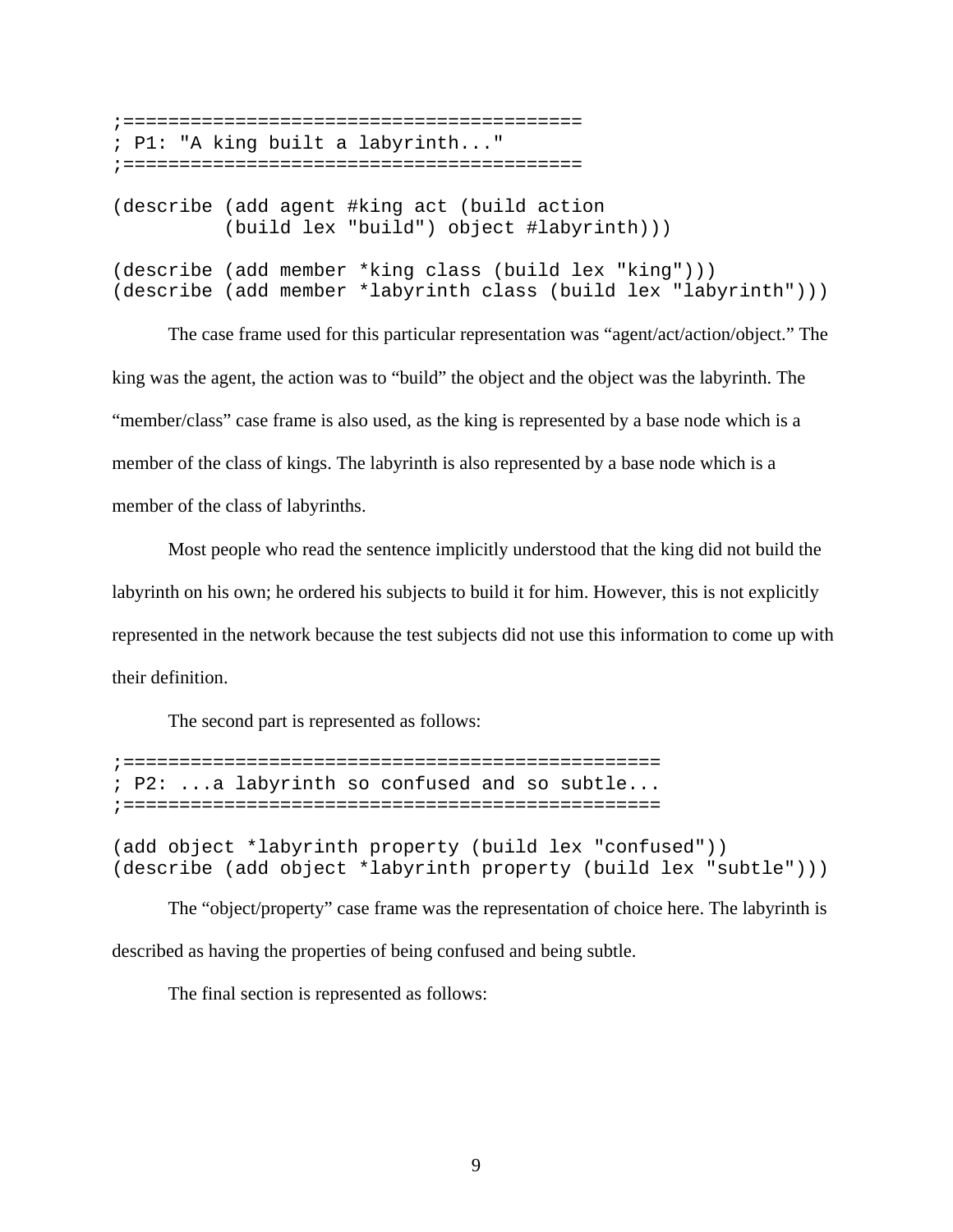```
;==========================================
; P1: "A king built a labyrinth..."
;==========================================

(describe (add agent #king act (build action
          (build lex "build") object #labyrinth)))

(describe (add member *king class (build lex "king")))
(describe (add member *labyrinth class (build lex "labyrinth")))
```

The case frame used for this particular representation was "agent/act/action/object." The king was the agent, the action was to "build" the object and the object was the labyrinth. The "member/class" case frame is also used, as the king is represented by a base node which is a member of the class of kings. The labyrinth is also represented by a base node which is a member of the class of labyrinths.

Most people who read the sentence implicitly understood that the king did not build the labyrinth on his own; he ordered his subjects to build it for him. However, this is not explicitly represented in the network because the test subjects did not use this information to come up with their definition.

The second part is represented as follows:

```
;================================================
; P2: ...a labyrinth so confused and so subtle...
;================================================

(add object *labyrinth property (build lex "confused"))
(describe (add object *labyrinth property (build lex "subtle")))
```

The "object/property" case frame was the representation of choice here. The labyrinth is described as having the properties of being confused and being subtle.

The final section is represented as follows: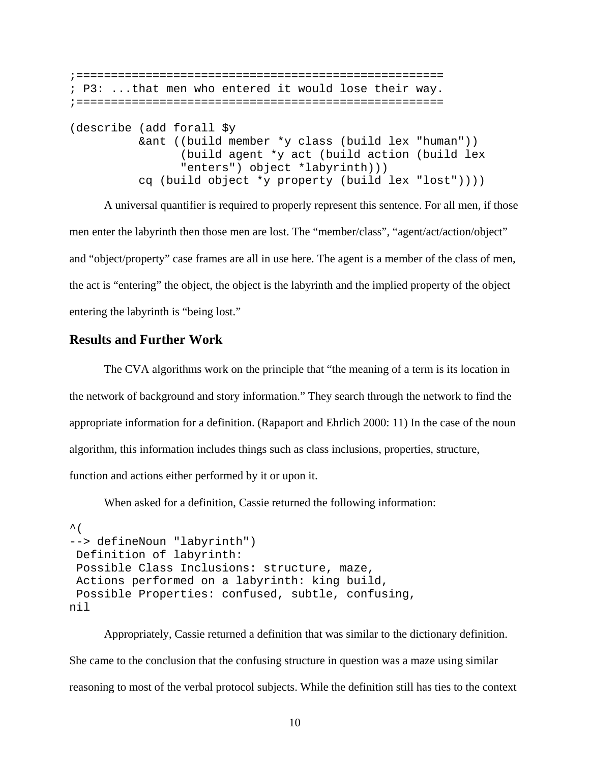```
;=====================================================
; P3: ...that men who entered it would lose their way.
;=====================================================

(describe (add forall $y
          &ant ((build member *y class (build lex "human"))
                (build agent *y act (build action (build lex
                "enters") object *labyrinth)))
          cq (build object *y property (build lex "lost"))))
```

A universal quantifier is required to properly represent this sentence. For all men, if those men enter the labyrinth then those men are lost. The "member/class", "agent/act/action/object" and "object/property" case frames are all in use here. The agent is a member of the class of men, the act is "entering" the object, the object is the labyrinth and the implied property of the object entering the labyrinth is "being lost."

## Results and Further Work

The CVA algorithms work on the principle that "the meaning of a term is its location in the network of background and story information." They search through the network to find the appropriate information for a definition. (Rapaport and Ehrlich 2000: 11) In the case of the noun algorithm, this information includes things such as class inclusions, properties, structure, function and actions either performed by it or upon it.

When asked for a definition, Cassie returned the following information:

```
^(
--> defineNoun "labyrinth")
 Definition of labyrinth:
 Possible Class Inclusions: structure, maze,
 Actions performed on a labyrinth: king build,
 Possible Properties: confused, subtle, confusing,
nil
```

Appropriately, Cassie returned a definition that was similar to the dictionary definition. She came to the conclusion that the confusing structure in question was a maze using similar reasoning to most of the verbal protocol subjects. While the definition still has ties to the context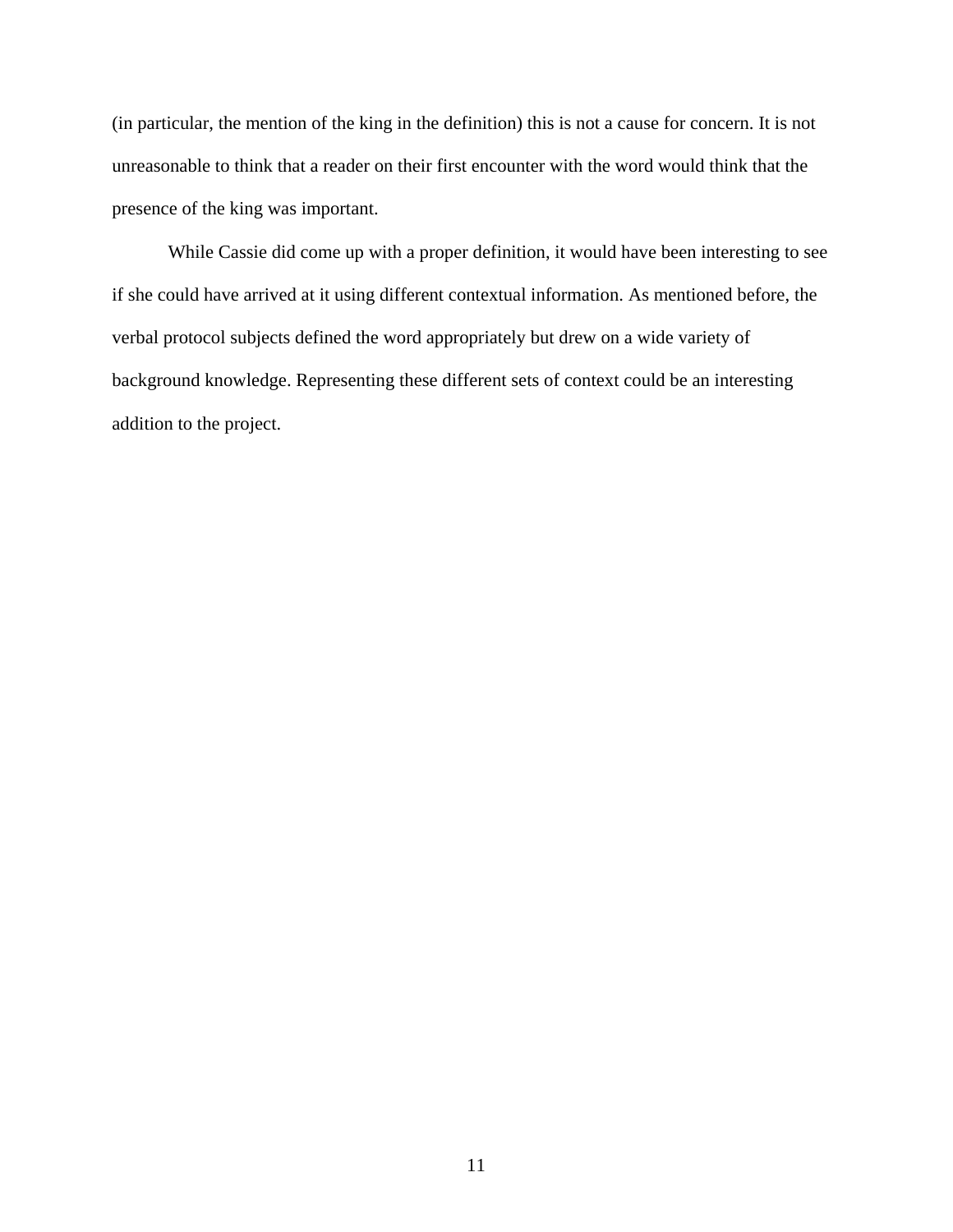(in particular, the mention of the king in the definition) this is not a cause for concern. It is not unreasonable to think that a reader on their first encounter with the word would think that the presence of the king was important.

While Cassie did come up with a proper definition, it would have been interesting to see if she could have arrived at it using different contextual information. As mentioned before, the verbal protocol subjects defined the word appropriately but drew on a wide variety of background knowledge. Representing these different sets of context could be an interesting addition to the project.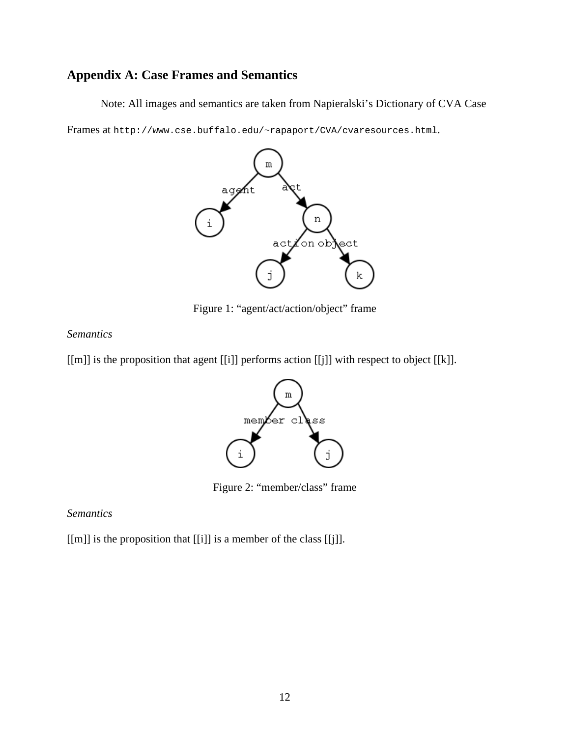## Appendix A: Case Frames and Semantics

Note: All images and semantics are taken from Napieralski's Dictionary of CVA Case Frames at `http://www.cse.buffalo.edu/~rapaport/CVA/cvaresources.html`.

Figure 1: "agent/act/action/object" frame

*Semantics*

[[m]] is the proposition that agent [[i]] performs action [[j]] with respect to object [[k]].

Figure 2: "member/class" frame

*Semantics*

[[m]] is the proposition that [[i]] is a member of the class [[j]].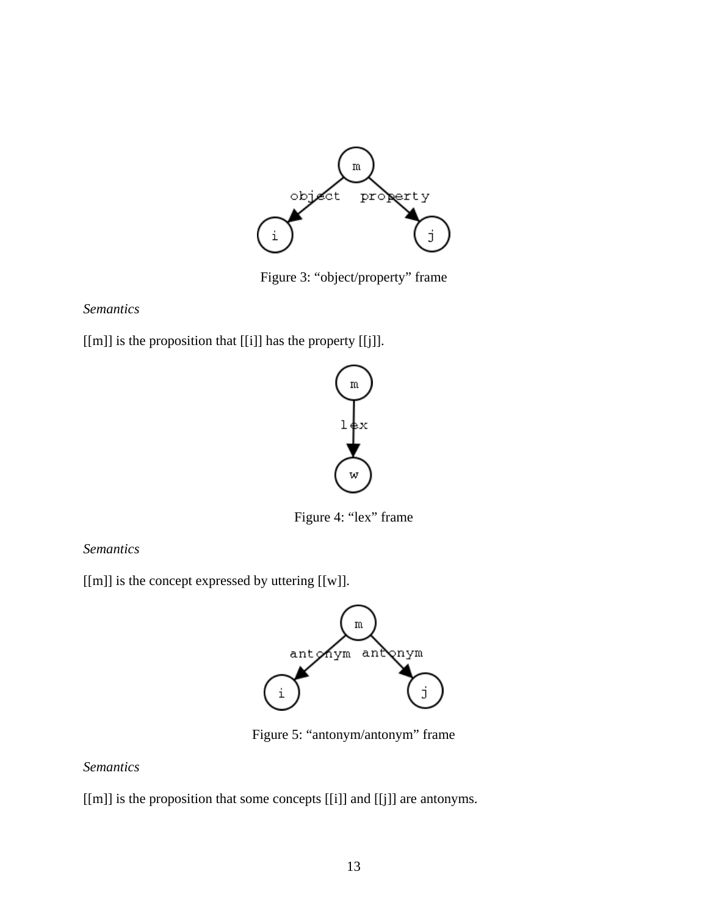Figure 3: “object/property” frame

*Semantics*

[[m]] is the proposition that [[i]] has the property [[j]].

Figure 4: “lex” frame

*Semantics*

[[m]] is the concept expressed by uttering [[w]].

Figure 5: “antonym/antonym” frame

*Semantics*

[[m]] is the proposition that some concepts [[i]] and [[j]] are antonyms.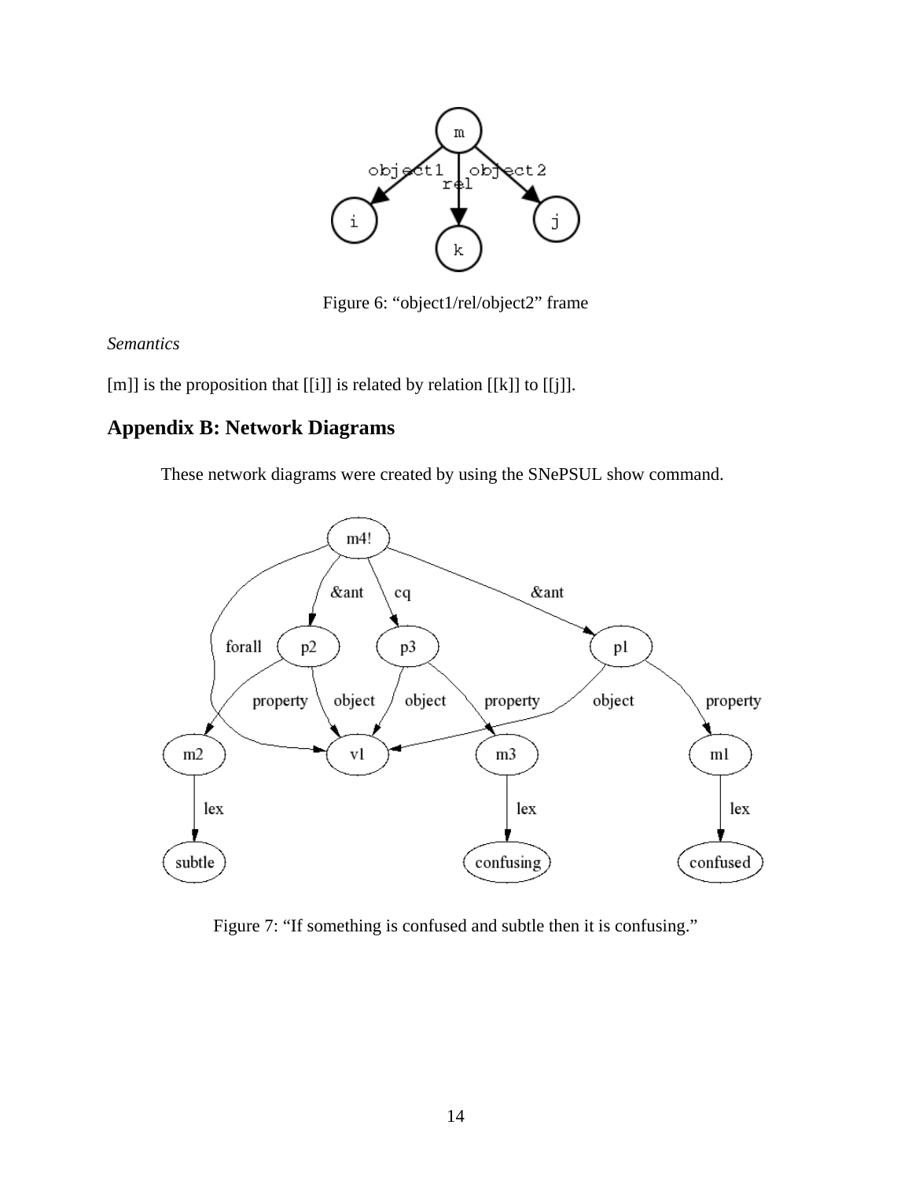Figure 6: “object1/rel/object2” frame

*Semantics*

[m]] is the proposition that [[i]] is related by relation [[k]] to [[j]].

## Appendix B: Network Diagrams

These network diagrams were created by using the SNePSUL show command.

Figure 7: “If something is confused and subtle then it is confusing.”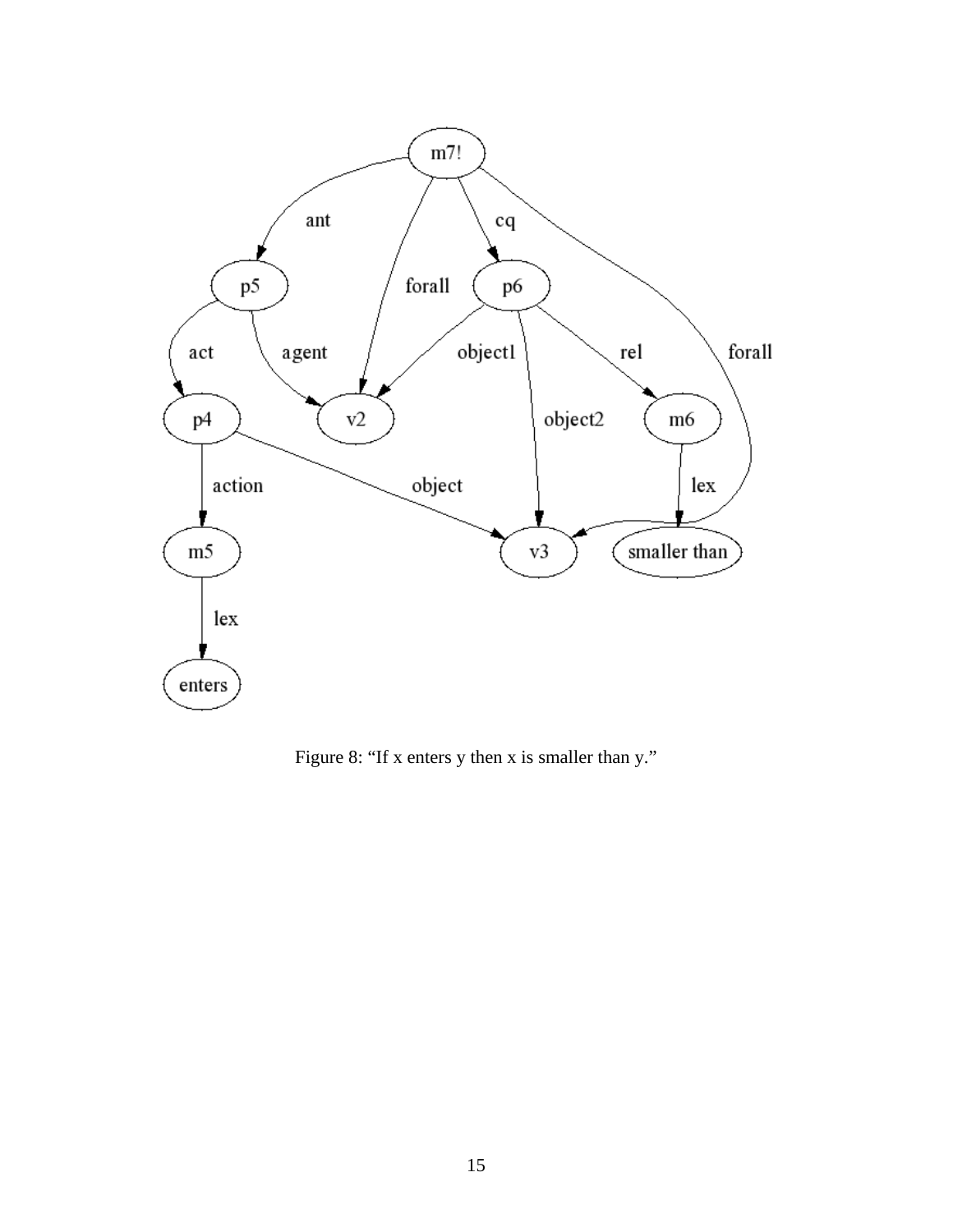Figure 8: “If x enters y then x is smaller than y.”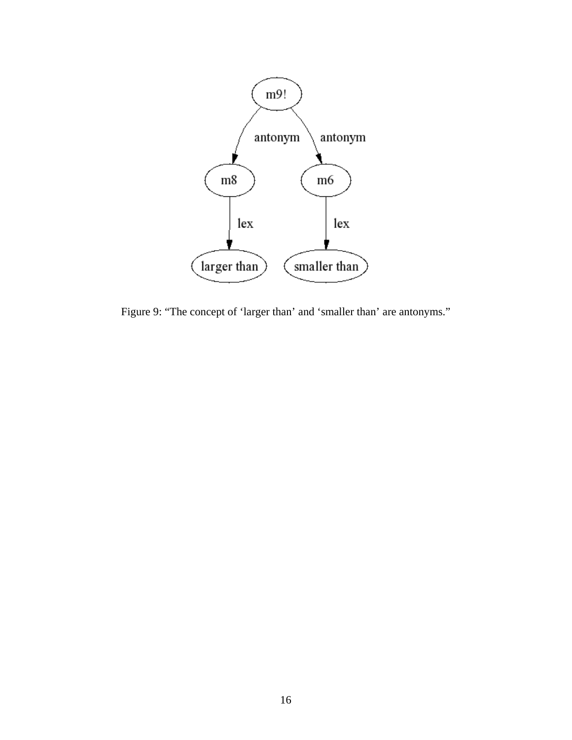Figure 9: “The concept of ‘larger than’ and ‘smaller than’ are antonyms.”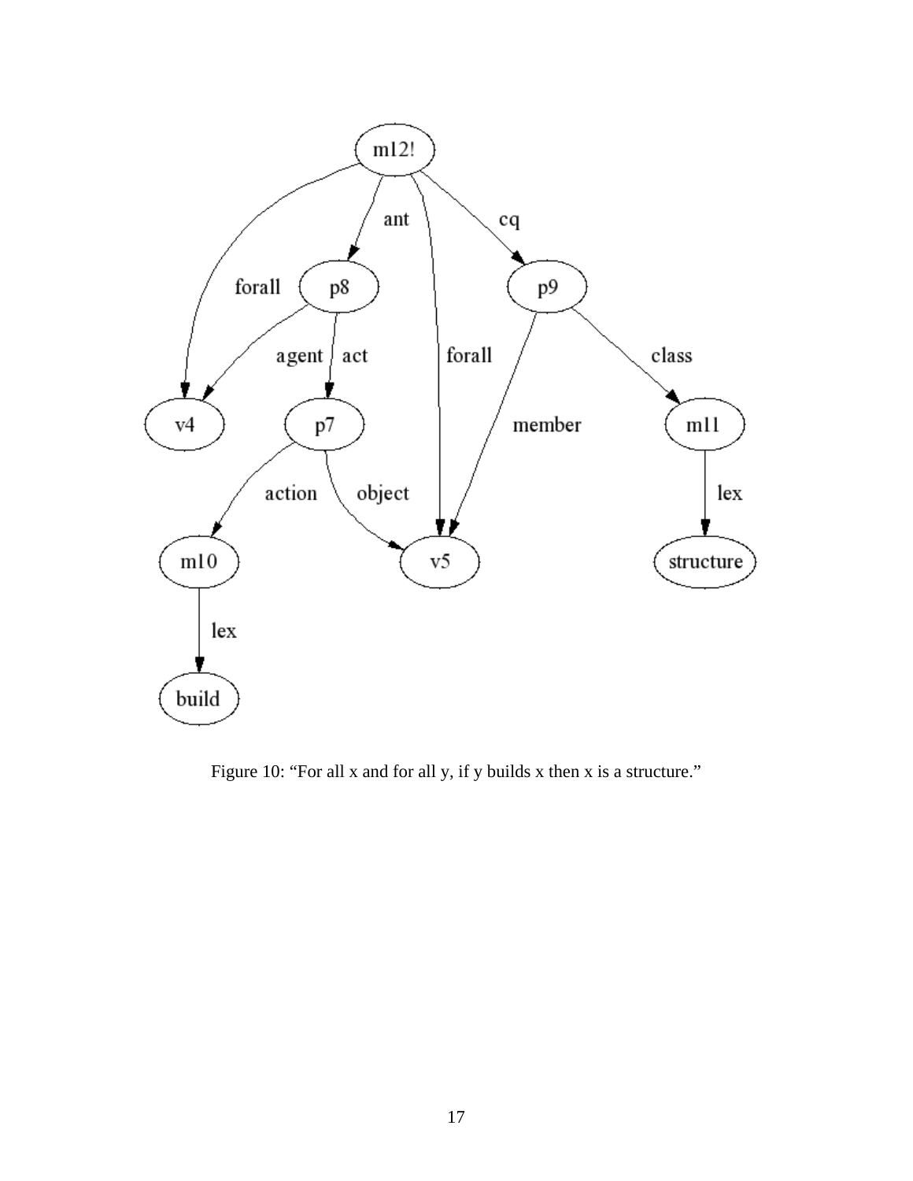Figure 10: "For all x and for all y, if y builds x then x is a structure."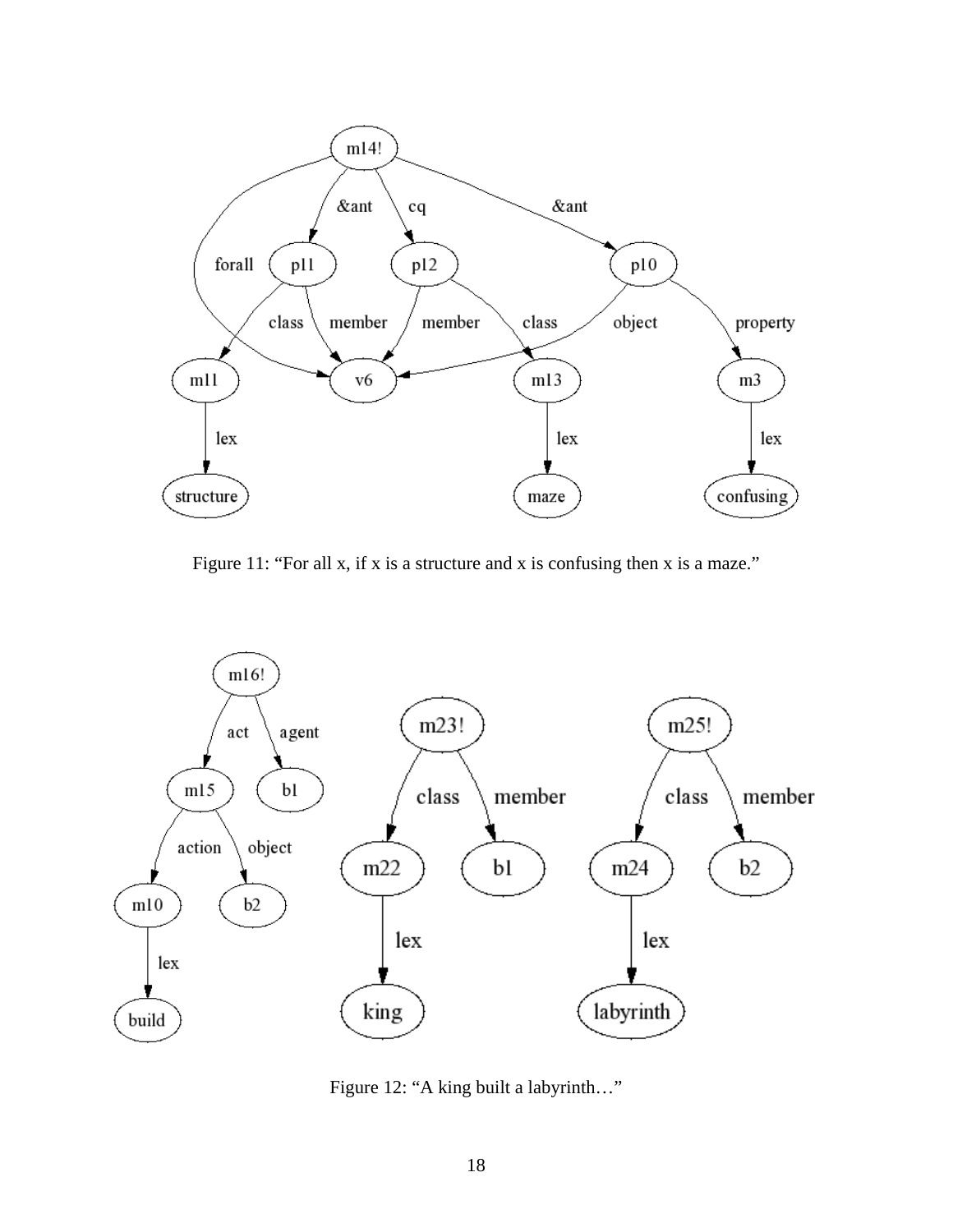Figure 11: "For all x, if x is a structure and x is confusing then x is a maze."

Figure 12: "A king built a labyrinth…"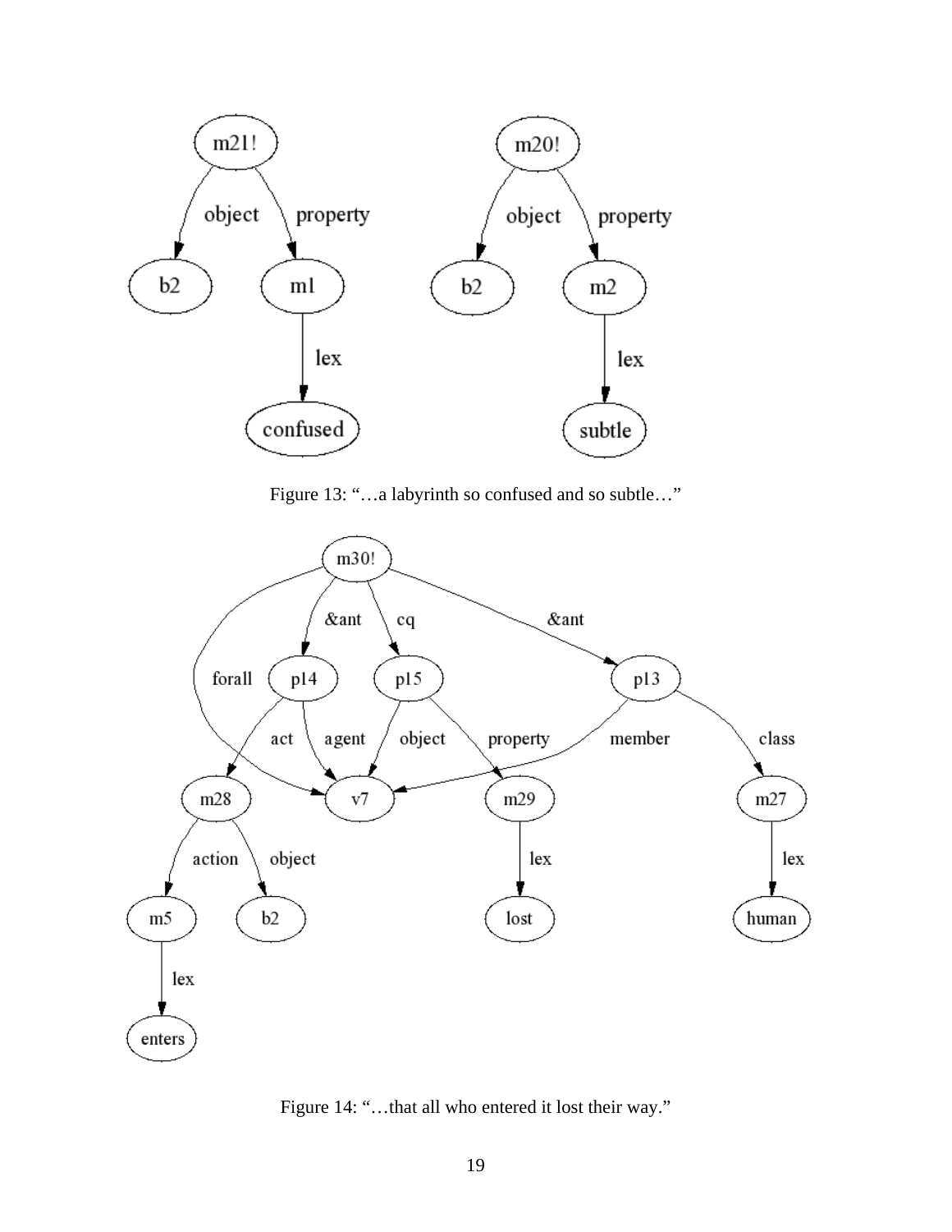Figure 13: "…a labyrinth so confused and so subtle…"

Figure 14: "…that all who entered it lost their way."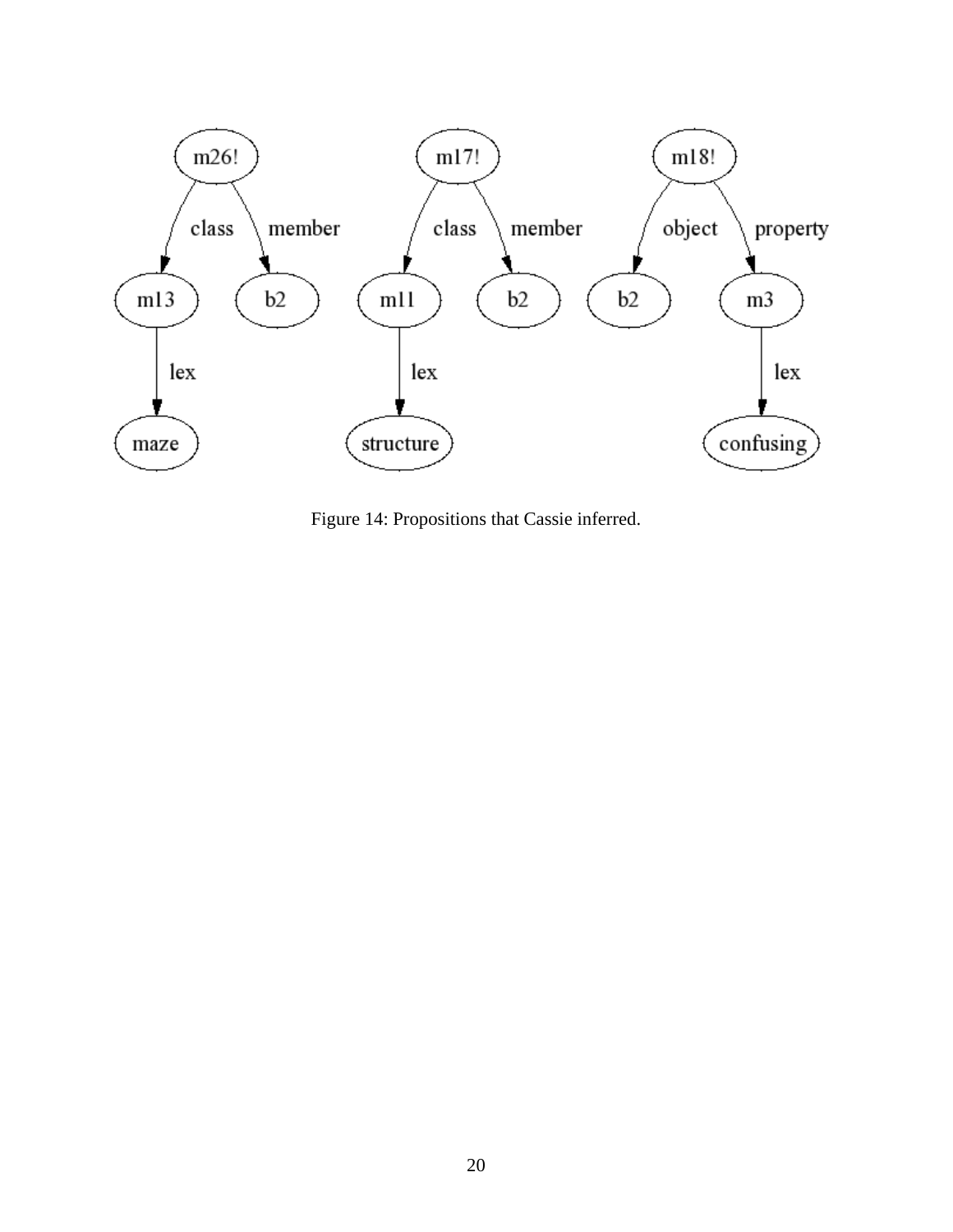Figure 14: Propositions that Cassie inferred.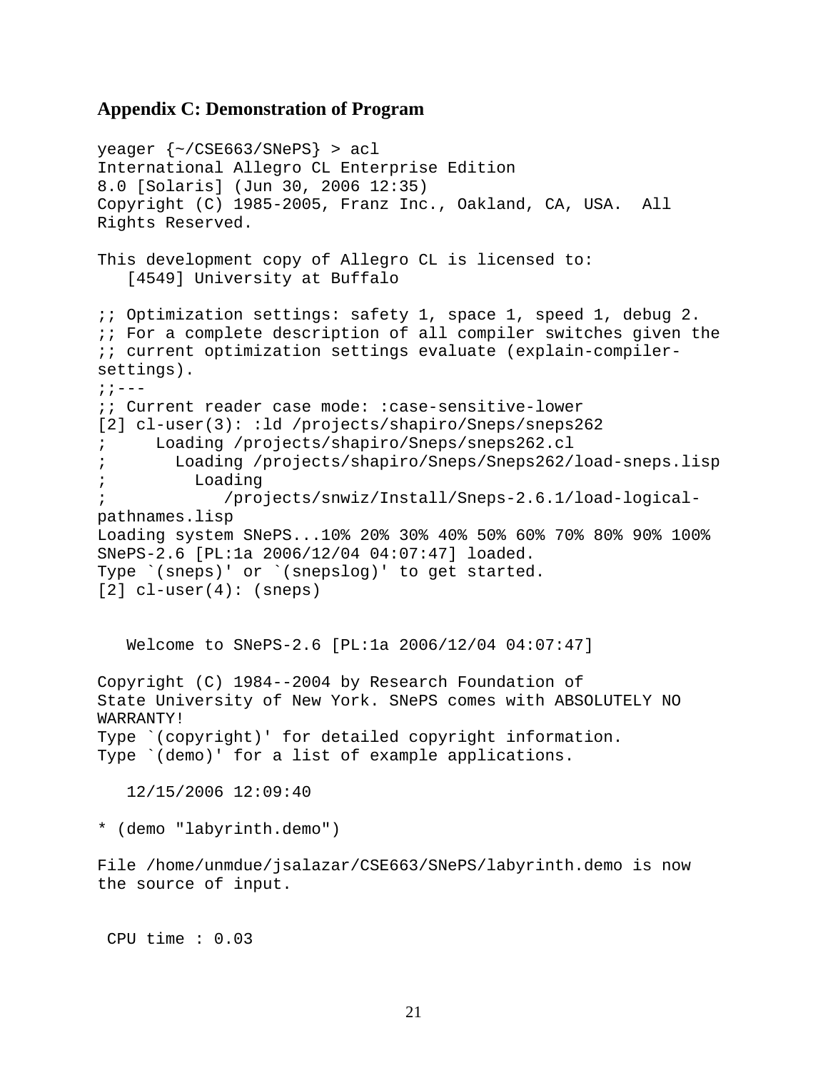## Appendix C: Demonstration of Program

```
yeager {~/CSE663/SNePS} > acl
International Allegro CL Enterprise Edition
8.0 [Solaris] (Jun 30, 2006 12:35)
Copyright (C) 1985-2005, Franz Inc., Oakland, CA, USA.  All
Rights Reserved.

This development copy of Allegro CL is licensed to:
   [4549] University at Buffalo

;; Optimization settings: safety 1, space 1, speed 1, debug 2.
;; For a complete description of all compiler switches given the
;; current optimization settings evaluate (explain-compiler-
settings).
;;---
;; Current reader case mode: :case-sensitive-lower
[2] cl-user(3): :ld /projects/shapiro/Sneps/sneps262
;     Loading /projects/shapiro/Sneps/sneps262.cl
;       Loading /projects/shapiro/Sneps/Sneps262/load-sneps.lisp
;         Loading
;            /projects/snwiz/Install/Sneps-2.6.1/load-logical-
pathnames.lisp
Loading system SNePS...10% 20% 30% 40% 50% 60% 70% 80% 90% 100%
SNePS-2.6 [PL:1a 2006/12/04 04:07:47] loaded.
Type `(sneps)' or `(snepslog)' to get started.
[2] cl-user(4): (sneps)


   Welcome to SNePS-2.6 [PL:1a 2006/12/04 04:07:47]

Copyright (C) 1984--2004 by Research Foundation of
State University of New York. SNePS comes with ABSOLUTELY NO
WARRANTY!
Type `(copyright)' for detailed copyright information.
Type `(demo)' for a list of example applications.

   12/15/2006 12:09:40

* (demo "labyrinth.demo")

File /home/unmdue/jsalazar/CSE663/SNePS/labyrinth.demo is now
the source of input.


 CPU time : 0.03
```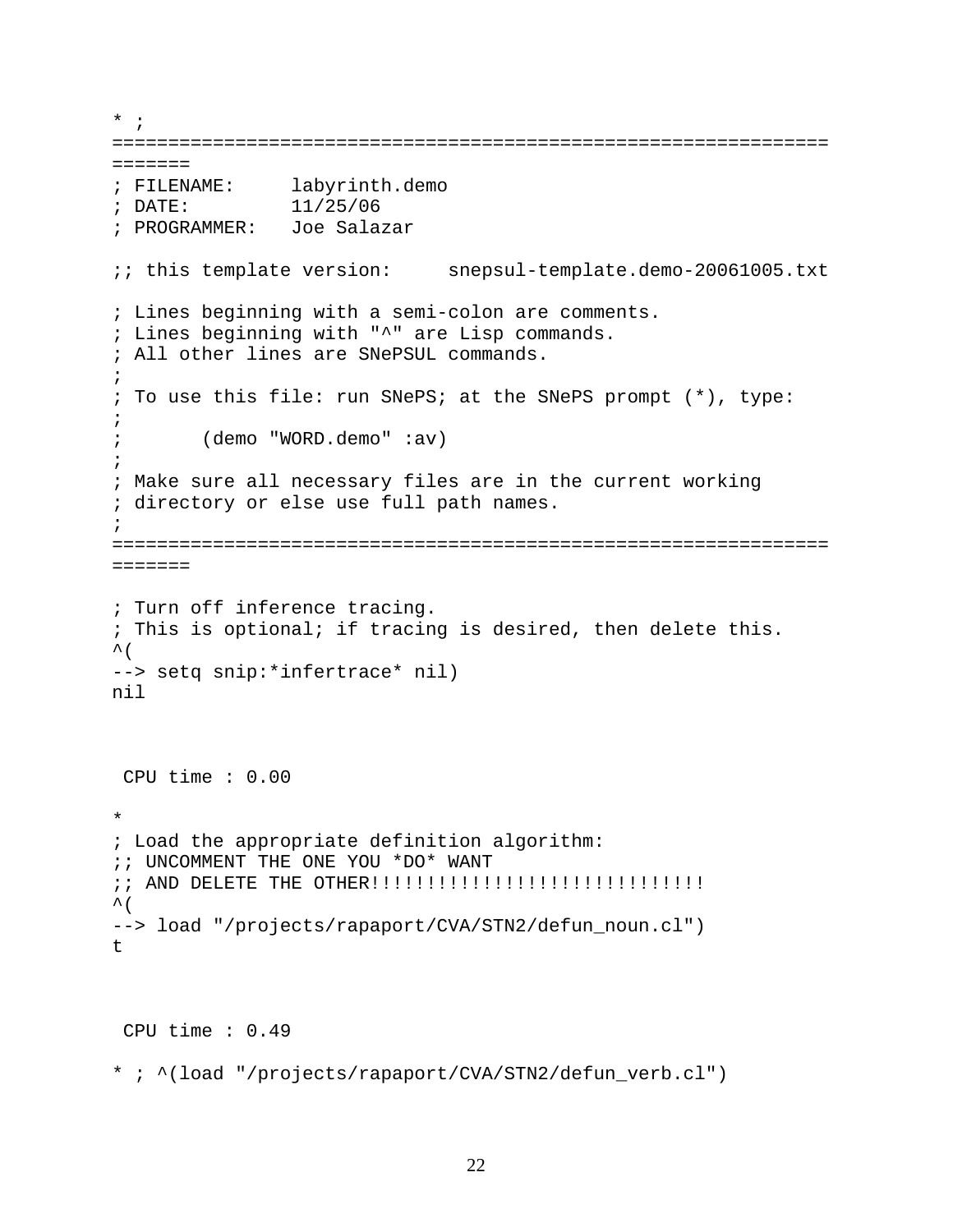```
* ;
=================================================================
=======
; FILENAME:     labyrinth.demo
; DATE:         11/25/06
; PROGRAMMER:   Joe Salazar

;; this template version:     snepsul-template.demo-20061005.txt

; Lines beginning with a semi-colon are comments.
; Lines beginning with "^" are Lisp commands.
; All other lines are SNePSUL commands.
;
; To use this file: run SNePS; at the SNePS prompt (*), type:
;
;       (demo "WORD.demo" :av)
;
; Make sure all necessary files are in the current working
; directory or else use full path names.
;
=================================================================
=======

; Turn off inference tracing.
; This is optional; if tracing is desired, then delete this.
^(
--> setq snip:*infertrace* nil)
nil



 CPU time : 0.00

*
; Load the appropriate definition algorithm:
;; UNCOMMENT THE ONE YOU *DO* WANT
;; AND DELETE THE OTHER!!!!!!!!!!!!!!!!!!!!!!!!!!!!!
^(
--> load "/projects/rapaport/CVA/STN2/defun_noun.cl")
t



 CPU time : 0.49

* ; ^(load "/projects/rapaport/CVA/STN2/defun_verb.cl")
```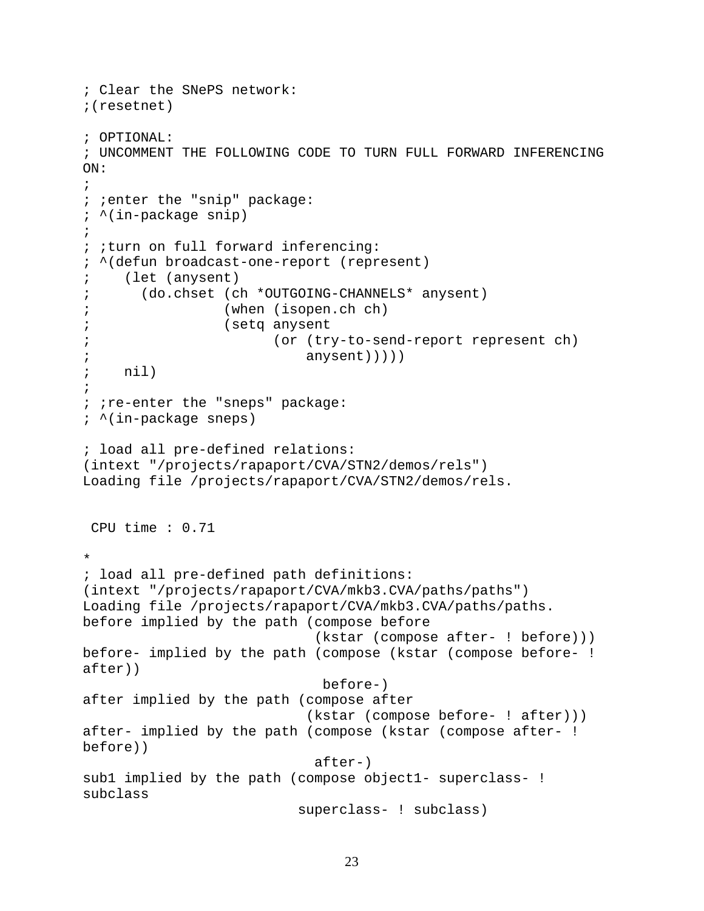```
; Clear the SNePS network:
;(resetnet)

; OPTIONAL:
; UNCOMMENT THE FOLLOWING CODE TO TURN FULL FORWARD INFERENCING
ON:
;
; ;enter the "snip" package:
; ^(in-package snip)
;
; ;turn on full forward inferencing:
; ^(defun broadcast-one-report (represent)
;    (let (anysent)
;      (do.chset (ch *OUTGOING-CHANNELS* anysent)
;                (when (isopen.ch ch)
;                (setq anysent
;                      (or (try-to-send-report represent ch)
;                          anysent)))))
;    nil)
;
; ;re-enter the "sneps" package:
; ^(in-package sneps)

; load all pre-defined relations:
(intext "/projects/rapaport/CVA/STN2/demos/rels")
Loading file /projects/rapaport/CVA/STN2/demos/rels.


 CPU time : 0.71

*
; load all pre-defined path definitions:
(intext "/projects/rapaport/CVA/mkb3.CVA/paths/paths")
Loading file /projects/rapaport/CVA/mkb3.CVA/paths/paths.
before implied by the path (compose before
                             (kstar (compose after- ! before)))
before- implied by the path (compose (kstar (compose before- !
after))
                              before-)
after implied by the path (compose after
                            (kstar (compose before- ! after)))
after- implied by the path (compose (kstar (compose after- !
before))
                             after-)
sub1 implied by the path (compose object1- superclass- !
subclass
                           superclass- ! subclass)
```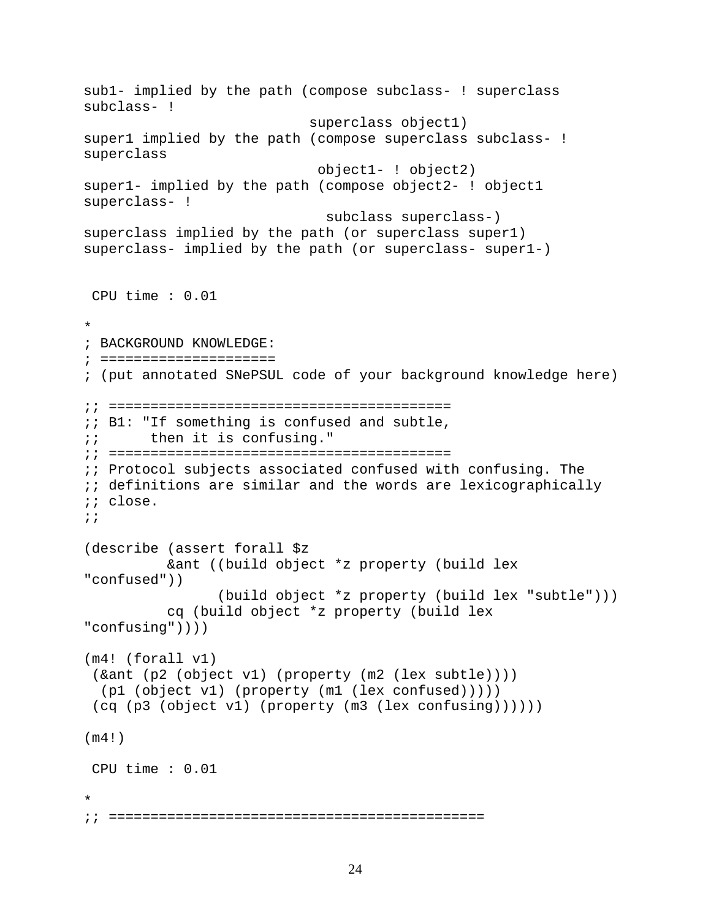```
sub1- implied by the path (compose subclass- ! superclass
subclass- !
                           superclass object1)
super1 implied by the path (compose superclass subclass- !
superclass
                            object1- ! object2)
super1- implied by the path (compose object2- ! object1
superclass- !
                             subclass superclass-)
superclass implied by the path (or superclass super1)
superclass- implied by the path (or superclass- super1-)


 CPU time : 0.01

*
; BACKGROUND KNOWLEDGE:
; =====================
; (put annotated SNePSUL code of your background knowledge here)

;; =========================================
;; B1: "If something is confused and subtle,
;;      then it is confusing."
;; =========================================
;; Protocol subjects associated confused with confusing. The
;; definitions are similar and the words are lexicographically
;; close.
;;

(describe (assert forall $z
          &ant ((build object *z property (build lex
"confused"))
                (build object *z property (build lex "subtle")))
          cq (build object *z property (build lex
"confusing"))))

(m4! (forall v1)
 (&ant (p2 (object v1) (property (m2 (lex subtle))))
  (p1 (object v1) (property (m1 (lex confused)))))
 (cq (p3 (object v1) (property (m3 (lex confusing))))))

(m4!)

 CPU time : 0.01

*
;; =============================================
```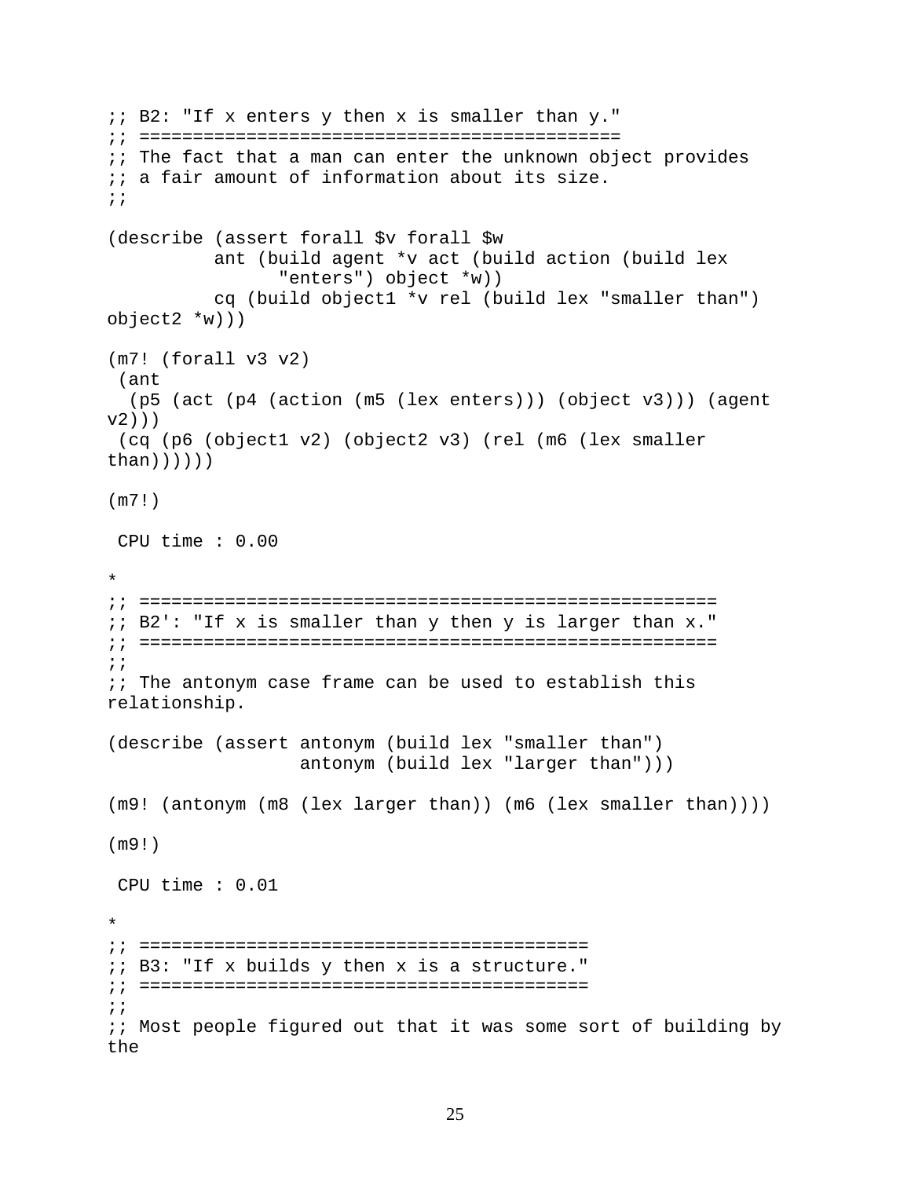```
;; B2: "If x enters y then x is smaller than y."
;; ============================================
;; The fact that a man can enter the unknown object provides
;; a fair amount of information about its size.
;;

(describe (assert forall $v forall $w
          ant (build agent *v act (build action (build lex
                "enters") object *w))
          cq (build object1 *v rel (build lex "smaller than")
object2 *w)))

(m7! (forall v3 v2)
 (ant
  (p5 (act (p4 (action (m5 (lex enters))) (object v3))) (agent
v2)))
 (cq (p6 (object1 v2) (object2 v3) (rel (m6 (lex smaller
than))))))

(m7!)

 CPU time : 0.00

*
;; =======================================================
;; B2': "If x is smaller than y then y is larger than x."
;; =======================================================
;;
;; The antonym case frame can be used to establish this
relationship.

(describe (assert antonym (build lex "smaller than")
                  antonym (build lex "larger than")))

(m9! (antonym (m8 (lex larger than)) (m6 (lex smaller than))))

(m9!)

 CPU time : 0.01

*
;; ==========================================
;; B3: "If x builds y then x is a structure."
;; ==========================================
;;
;; Most people figured out that it was some sort of building by
the
```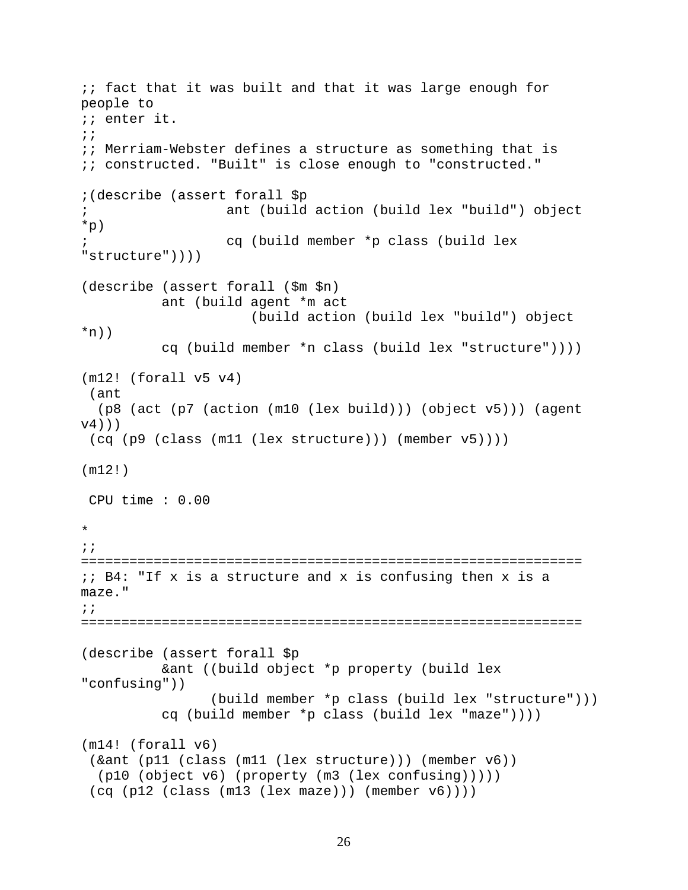```
;; fact that it was built and that it was large enough for
people to
;; enter it.
;;
;; Merriam-Webster defines a structure as something that is
;; constructed. "Built" is close enough to "constructed."

;(describe (assert forall $p
;                 ant (build action (build lex "build") object
*p)
;                 cq (build member *p class (build lex
"structure"))))

(describe (assert forall ($m $n)
          ant (build agent *m act
                    (build action (build lex "build") object
*n))
          cq (build member *n class (build lex "structure"))))

(m12! (forall v5 v4)
 (ant
  (p8 (act (p7 (action (m10 (lex build))) (object v5))) (agent
v4)))
 (cq (p9 (class (m11 (lex structure))) (member v5))))

(m12!)

 CPU time : 0.00

*
;;
==============================================================
;; B4: "If x is a structure and x is confusing then x is a
maze."
;;
==============================================================

(describe (assert forall $p
          &ant ((build object *p property (build lex
"confusing"))
               (build member *p class (build lex "structure")))
          cq (build member *p class (build lex "maze"))))

(m14! (forall v6)
 (&ant (p11 (class (m11 (lex structure))) (member v6))
  (p10 (object v6) (property (m3 (lex confusing)))))
 (cq (p12 (class (m13 (lex maze))) (member v6))))
```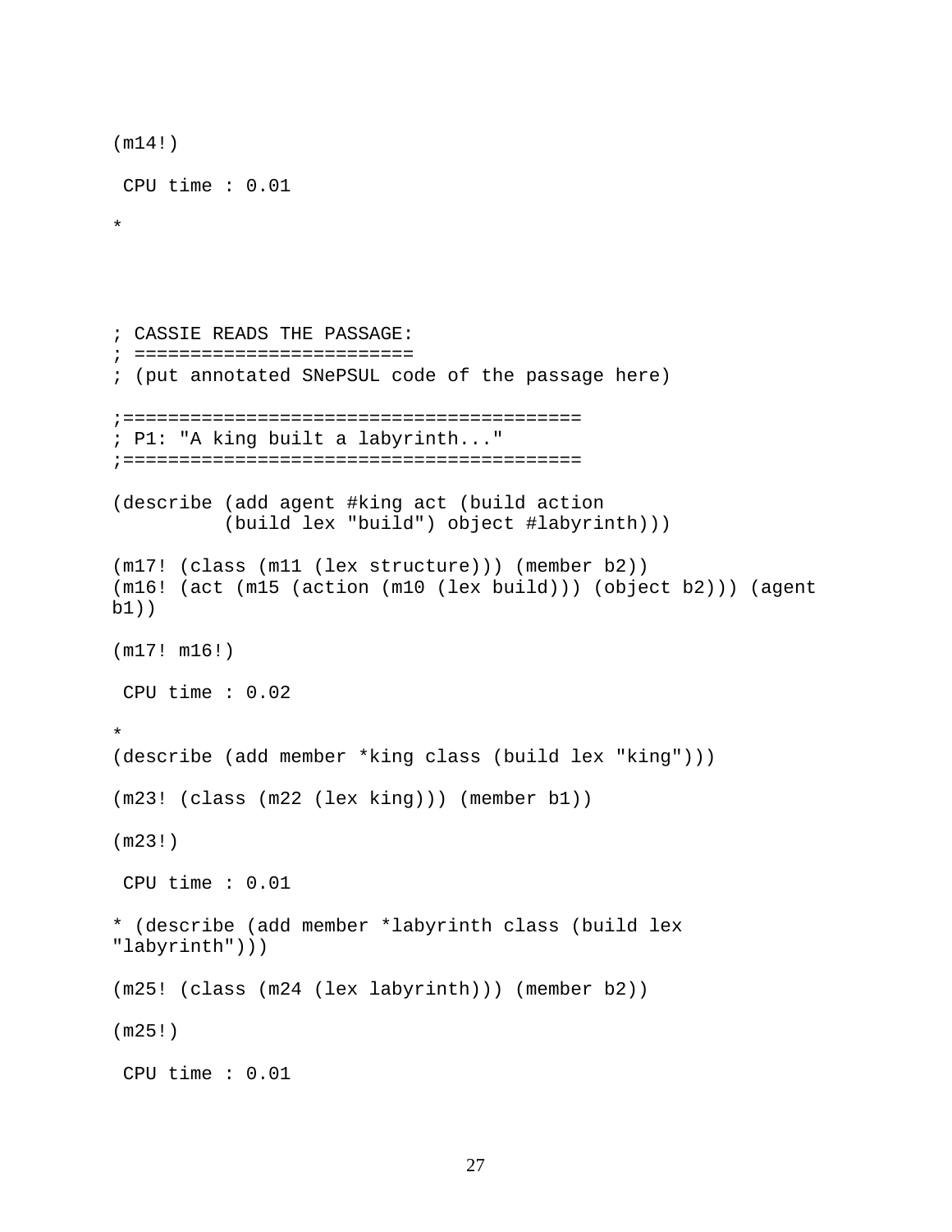```
(m14!)

 CPU time : 0.01

*




; CASSIE READS THE PASSAGE:
; =========================
; (put annotated SNePSUL code of the passage here)

;=========================================
; P1: "A king built a labyrinth..."
;=========================================

(describe (add agent #king act (build action
          (build lex "build") object #labyrinth)))

(m17! (class (m11 (lex structure))) (member b2))
(m16! (act (m15 (action (m10 (lex build))) (object b2))) (agent
b1))

(m17! m16!)

 CPU time : 0.02

*
(describe (add member *king class (build lex "king")))

(m23! (class (m22 (lex king))) (member b1))

(m23!)

 CPU time : 0.01

* (describe (add member *labyrinth class (build lex
"labyrinth")))

(m25! (class (m24 (lex labyrinth))) (member b2))

(m25!)

 CPU time : 0.01
```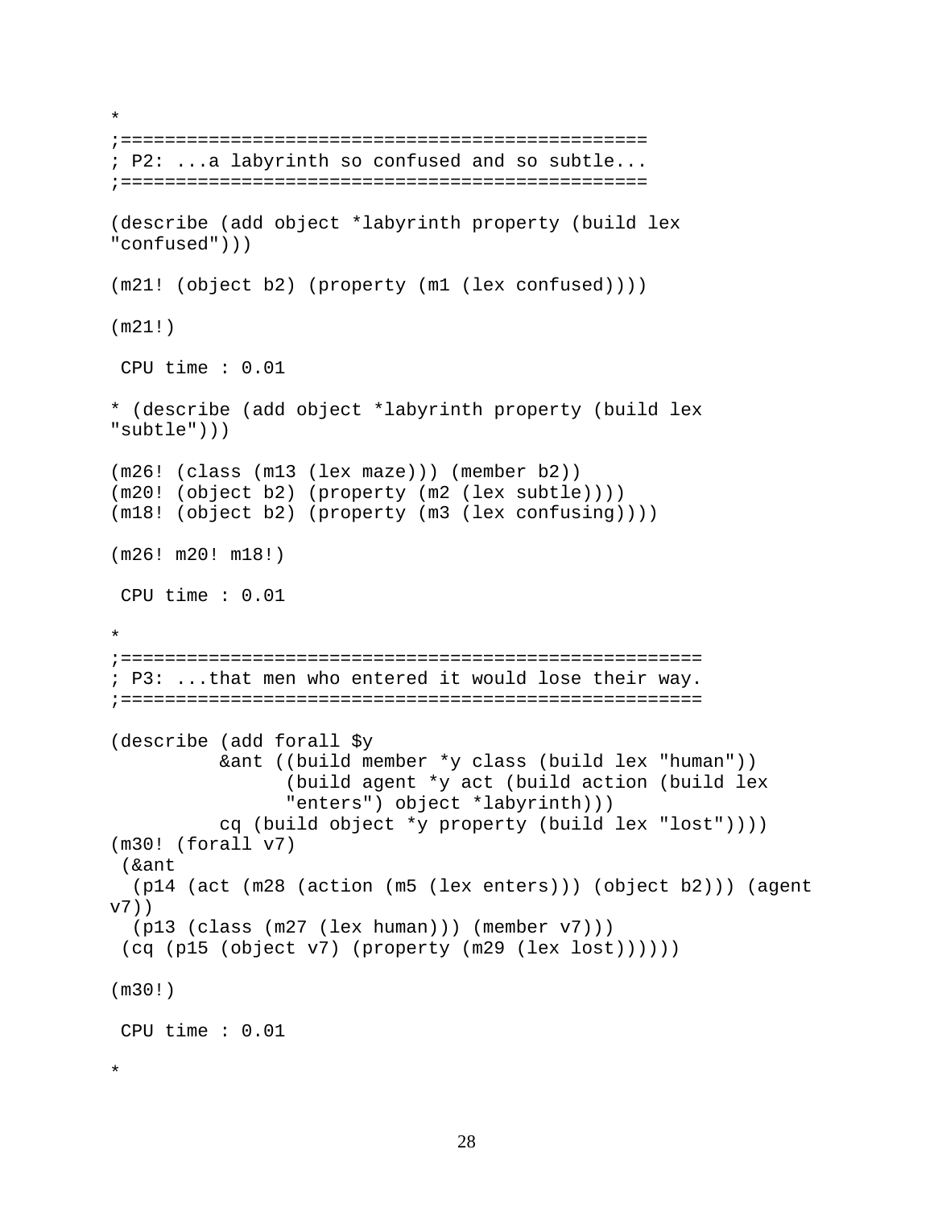```
*
;=================================================
; P2: ...a labyrinth so confused and so subtle...
;=================================================

(describe (add object *labyrinth property (build lex
"confused")))

(m21! (object b2) (property (m1 (lex confused))))

(m21!)

 CPU time : 0.01

* (describe (add object *labyrinth property (build lex
"subtle")))

(m26! (class (m13 (lex maze))) (member b2))
(m20! (object b2) (property (m2 (lex subtle))))
(m18! (object b2) (property (m3 (lex confusing))))

(m26! m20! m18!)

 CPU time : 0.01

*
;=====================================================
; P3: ...that men who entered it would lose their way.
;=====================================================

(describe (add forall $y
          &ant ((build member *y class (build lex "human"))
                (build agent *y act (build action (build lex
                "enters") object *labyrinth)))
          cq (build object *y property (build lex "lost"))))
(m30! (forall v7)
 (&ant
  (p14 (act (m28 (action (m5 (lex enters))) (object b2))) (agent
v7))
  (p13 (class (m27 (lex human))) (member v7)))
 (cq (p15 (object v7) (property (m29 (lex lost))))))

(m30!)

 CPU time : 0.01

*
```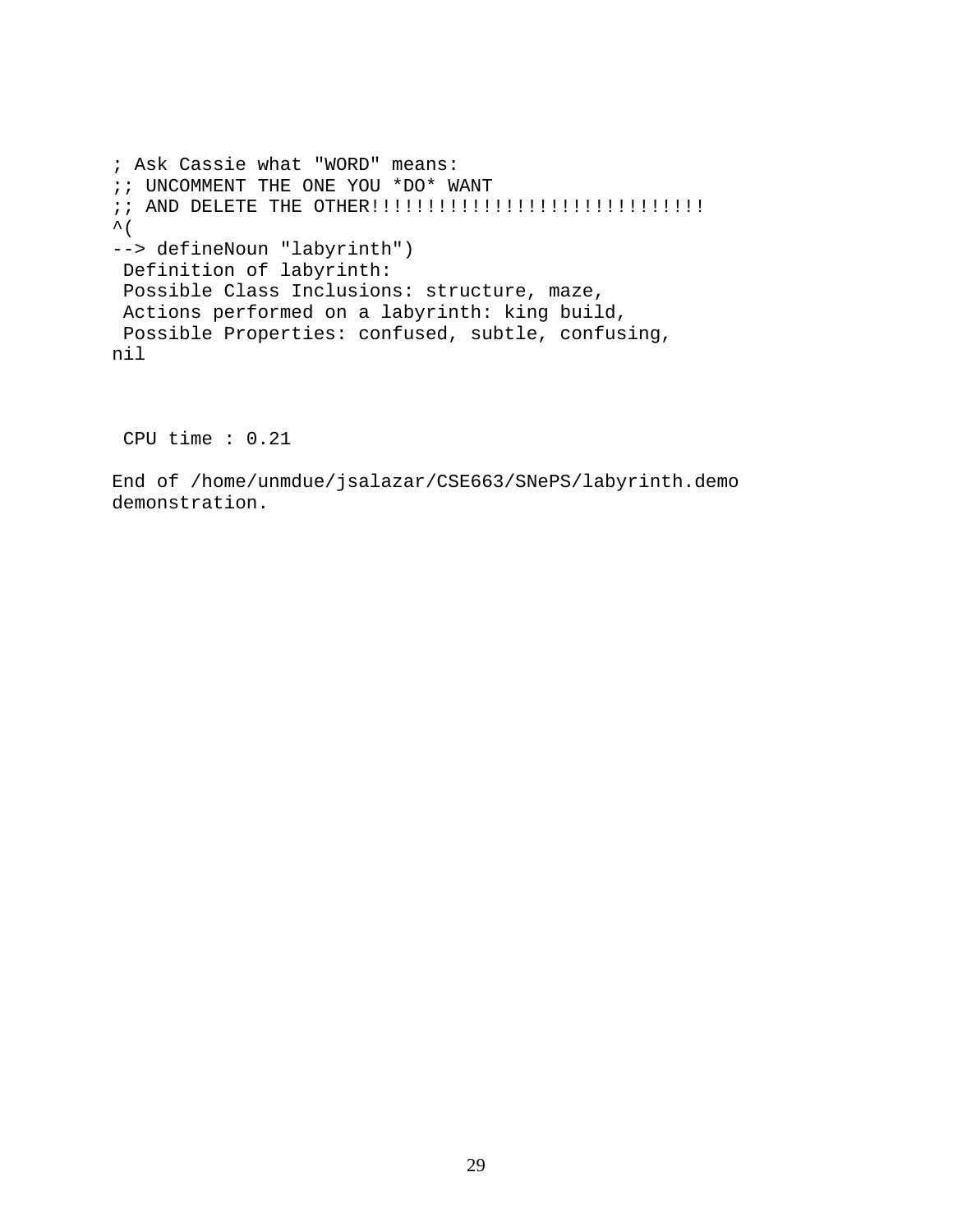```
; Ask Cassie what "WORD" means:
;; UNCOMMENT THE ONE YOU *DO* WANT
;; AND DELETE THE OTHER!!!!!!!!!!!!!!!!!!!!!!!!!!!!!!
^(
--> defineNoun "labyrinth")
 Definition of labyrinth:
 Possible Class Inclusions: structure, maze,
 Actions performed on a labyrinth: king build,
 Possible Properties: confused, subtle, confusing,
nil



 CPU time : 0.21

End of /home/unmdue/jsalazar/CSE663/SNePS/labyrinth.demo
demonstration.
```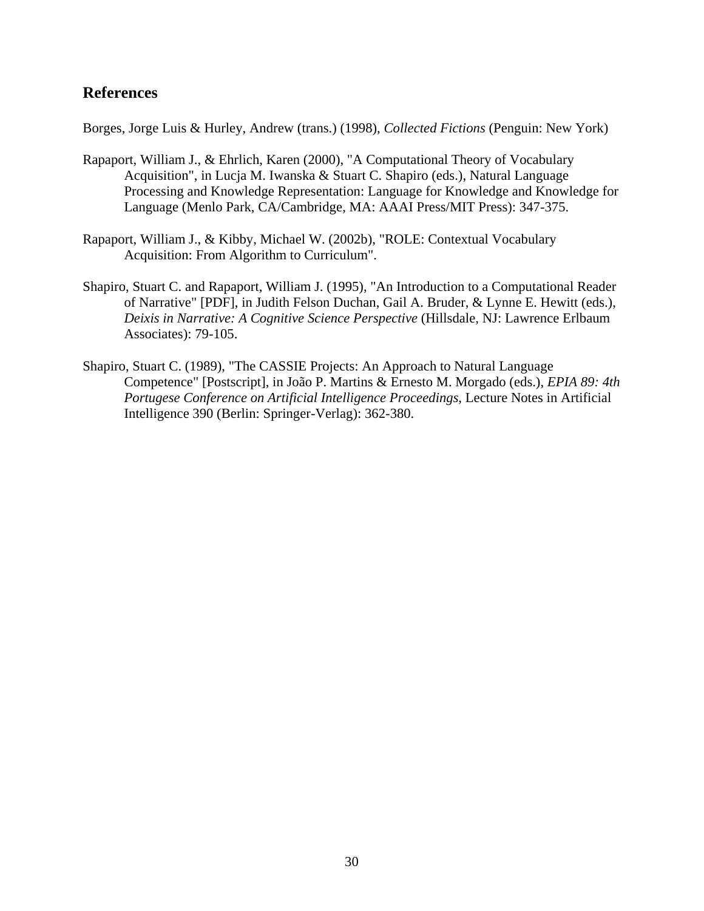## References

Borges, Jorge Luis & Hurley, Andrew (trans.) (1998), *Collected Fictions* (Penguin: New York)

Rapaport, William J., & Ehrlich, Karen (2000), "A Computational Theory of Vocabulary Acquisition", in Lucja M. Iwanska & Stuart C. Shapiro (eds.), Natural Language Processing and Knowledge Representation: Language for Knowledge and Knowledge for Language (Menlo Park, CA/Cambridge, MA: AAAI Press/MIT Press): 347-375.

Rapaport, William J., & Kibby, Michael W. (2002b), "ROLE: Contextual Vocabulary Acquisition: From Algorithm to Curriculum".

Shapiro, Stuart C. and Rapaport, William J. (1995), "An Introduction to a Computational Reader of Narrative" [PDF], in Judith Felson Duchan, Gail A. Bruder, & Lynne E. Hewitt (eds.), *Deixis in Narrative: A Cognitive Science Perspective* (Hillsdale, NJ: Lawrence Erlbaum Associates): 79-105.

Shapiro, Stuart C. (1989), "The CASSIE Projects: An Approach to Natural Language Competence" [Postscript], in João P. Martins & Ernesto M. Morgado (eds.), *EPIA 89: 4th Portugese Conference on Artificial Intelligence Proceedings*, Lecture Notes in Artificial Intelligence 390 (Berlin: Springer-Verlag): 362-380.